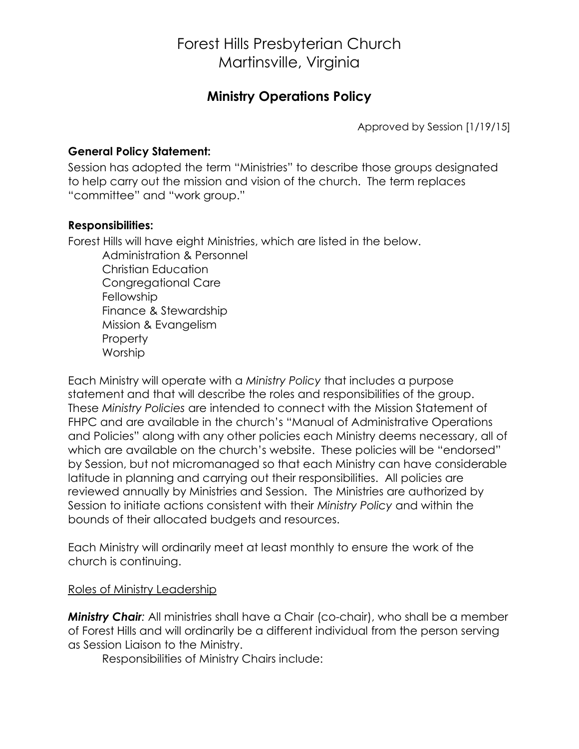# Forest Hills Presbyterian Church
# Martinsville, Virginia

## Ministry Operations Policy

Approved by Session [1/19/15]

**General Policy Statement:**
Session has adopted the term "Ministries" to describe those groups designated to help carry out the mission and vision of the church. The term replaces "committee" and "work group."

**Responsibilities:**
Forest Hills will have eight Ministries, which are listed in the below.

- Administration & Personnel
- Christian Education
- Congregational Care
- Fellowship
- Finance & Stewardship
- Mission & Evangelism
- Property
- Worship

Each Ministry will operate with a *Ministry Policy* that includes a purpose statement and that will describe the roles and responsibilities of the group. These *Ministry Policies* are intended to connect with the Mission Statement of FHPC and are available in the church's "Manual of Administrative Operations and Policies" along with any other policies each Ministry deems necessary, all of which are available on the church's website. These policies will be "endorsed" by Session, but not micromanaged so that each Ministry can have considerable latitude in planning and carrying out their responsibilities. All policies are reviewed annually by Ministries and Session. The Ministries are authorized by Session to initiate actions consistent with their *Ministry Policy* and within the bounds of their allocated budgets and resources.

Each Ministry will ordinarily meet at least monthly to ensure the work of the church is continuing.

<u>Roles of Ministry Leadership</u>

***Ministry Chair***: All ministries shall have a Chair (co-chair), who shall be a member of Forest Hills and will ordinarily be a different individual from the person serving as Session Liaison to the Ministry.

Responsibilities of Ministry Chairs include: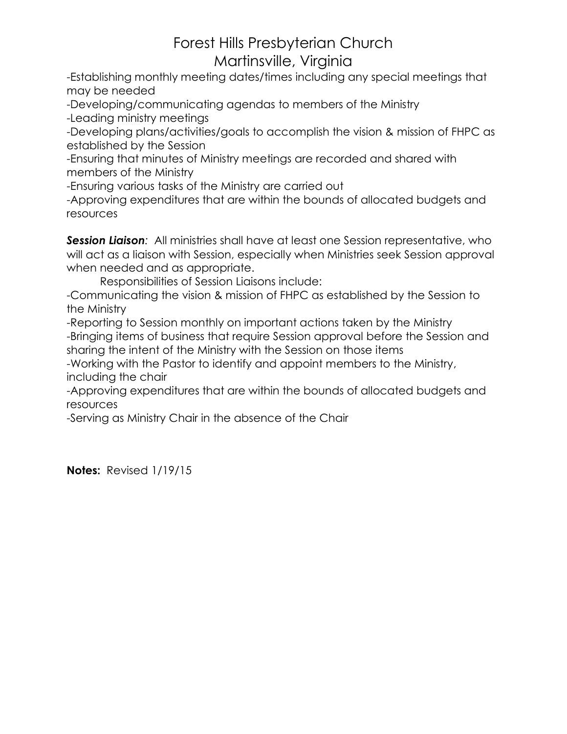-Establishing monthly meeting dates/times including any special meetings that may be needed
-Developing/communicating agendas to members of the Ministry
-Leading ministry meetings
-Developing plans/activities/goals to accomplish the vision & mission of FHPC as established by the Session
-Ensuring that minutes of Ministry meetings are recorded and shared with members of the Ministry
-Ensuring various tasks of the Ministry are carried out
-Approving expenditures that are within the bounds of allocated budgets and resources

***Session Liaison***: All ministries shall have at least one Session representative, who will act as a liaison with Session, especially when Ministries seek Session approval when needed and as appropriate.

Responsibilities of Session Liaisons include:

-Communicating the vision & mission of FHPC as established by the Session to the Ministry
-Reporting to Session monthly on important actions taken by the Ministry
-Bringing items of business that require Session approval before the Session and sharing the intent of the Ministry with the Session on those items
-Working with the Pastor to identify and appoint members to the Ministry, including the chair
-Approving expenditures that are within the bounds of allocated budgets and resources
-Serving as Ministry Chair in the absence of the Chair

**Notes:** Revised 1/19/15